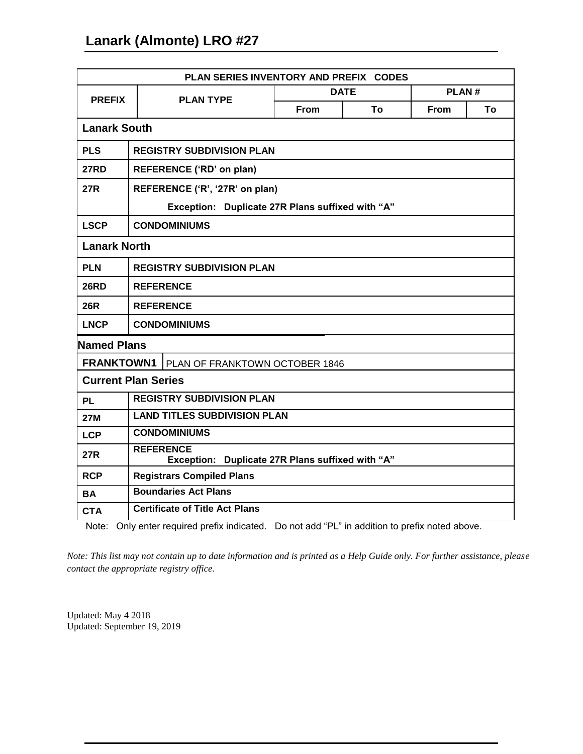# Lanark (Almonte) LRO #27

| PLAN SERIES INVENTORY AND PREFIX CODES | | | | | |
|---|---|---|---|---|---|
| **PREFIX** | **PLAN TYPE** | **DATE** | | **PLAN #** | |
| | | **From** | **To** | **From** | **To** |
| **Lanark South** | | | | | |
| **PLS** | **REGISTRY SUBDIVISION PLAN** | | | | |
| **27RD** | **REFERENCE ('RD' on plan)** | | | | |
| **27R** | **REFERENCE ('R', '27R' on plan)**<br>**Exception: Duplicate 27R Plans suffixed with "A"** | | | | |
| **LSCP** | **CONDOMINIUMS** | | | | |
| **Lanark North** | | | | | |
| **PLN** | **REGISTRY SUBDIVISION PLAN** | | | | |
| **26RD** | **REFERENCE** | | | | |
| **26R** | **REFERENCE** | | | | |
| **LNCP** | **CONDOMINIUMS** | | | | |
| **Named Plans** | | | | | |
| **FRANKTOWN1** | PLAN OF FRANKTOWN OCTOBER 1846 | | | | |
| **Current Plan Series** | | | | | |
| **PL** | **REGISTRY SUBDIVISION PLAN** | | | | |
| **27M** | **LAND TITLES SUBDIVISION PLAN** | | | | |
| **LCP** | **CONDOMINIUMS** | | | | |
| **27R** | **REFERENCE**<br>**Exception: Duplicate 27R Plans suffixed with "A"** | | | | |
| **RCP** | **Registrars Compiled Plans** | | | | |
| **BA** | **Boundaries Act Plans** | | | | |
| **CTA** | **Certificate of Title Act Plans** | | | | |

Note: Only enter required prefix indicated. Do not add "PL" in addition to prefix noted above.

*Note: This list may not contain up to date information and is printed as a Help Guide only. For further assistance, please contact the appropriate registry office.*

Updated: May 4 2018
Updated: September 19, 2019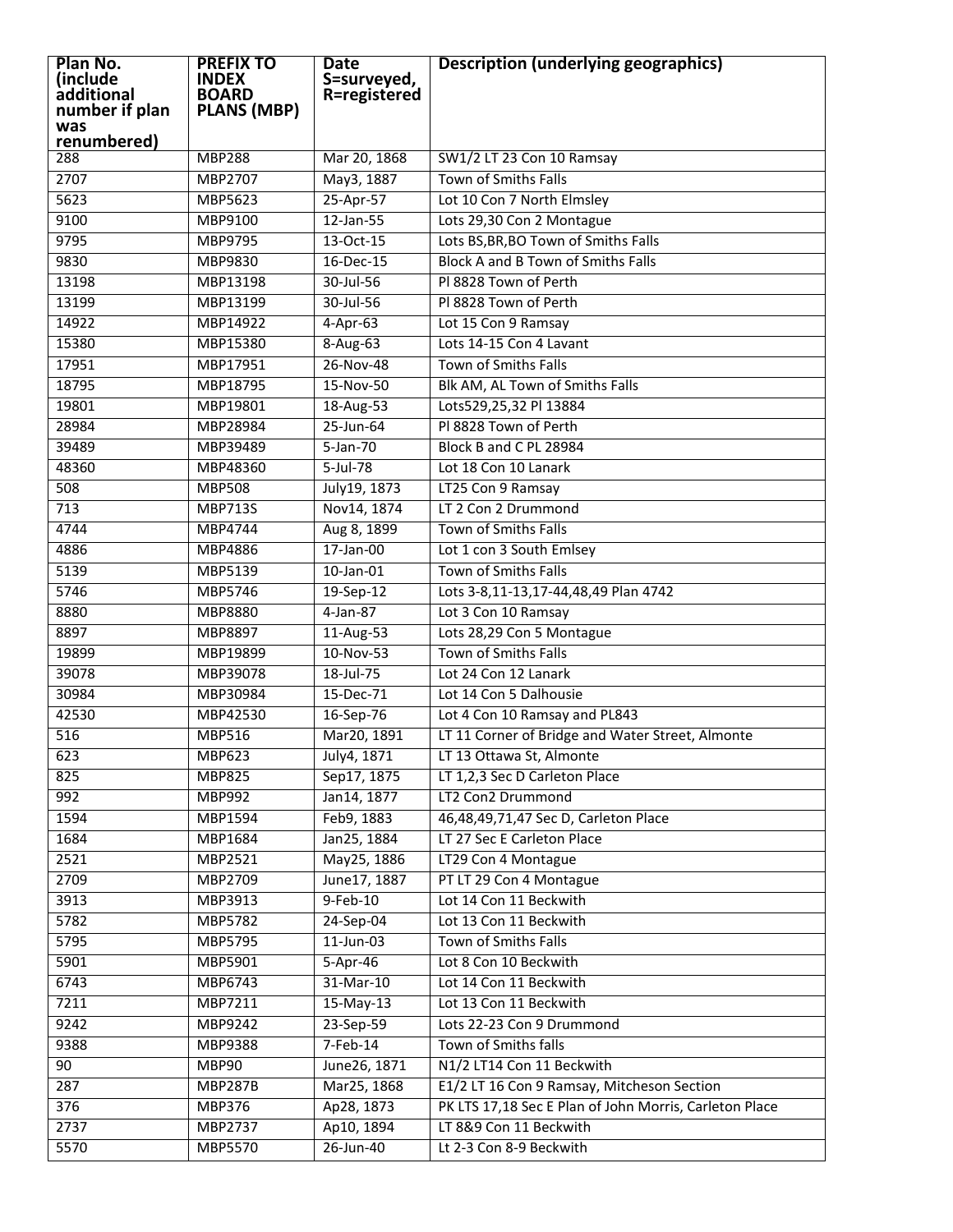| Plan No. (include additional number if plan was renumbered) | PREFIX TO INDEX BOARD PLANS (MBP) | Date S=surveyed, R=registered | Description (underlying geographics) |
|---|---|---|---|
| 288 | MBP288 | Mar 20, 1868 | SW1/2 LT 23 Con 10 Ramsay |
| 2707 | MBP2707 | May3, 1887 | Town of Smiths Falls |
| 5623 | MBP5623 | 25-Apr-57 | Lot 10 Con 7 North Elmsley |
| 9100 | MBP9100 | 12-Jan-55 | Lots 29,30 Con 2 Montague |
| 9795 | MBP9795 | 13-Oct-15 | Lots BS,BR,BO Town of Smiths Falls |
| 9830 | MBP9830 | 16-Dec-15 | Block A and B Town of Smiths Falls |
| 13198 | MBP13198 | 30-Jul-56 | Pl 8828 Town of Perth |
| 13199 | MBP13199 | 30-Jul-56 | Pl 8828 Town of Perth |
| 14922 | MBP14922 | 4-Apr-63 | Lot 15 Con 9 Ramsay |
| 15380 | MBP15380 | 8-Aug-63 | Lots 14-15 Con 4 Lavant |
| 17951 | MBP17951 | 26-Nov-48 | Town of Smiths Falls |
| 18795 | MBP18795 | 15-Nov-50 | Blk AM, AL Town of Smiths Falls |
| 19801 | MBP19801 | 18-Aug-53 | Lots529,25,32 Pl 13884 |
| 28984 | MBP28984 | 25-Jun-64 | Pl 8828 Town of Perth |
| 39489 | MBP39489 | 5-Jan-70 | Block B and C PL 28984 |
| 48360 | MBP48360 | 5-Jul-78 | Lot 18 Con 10 Lanark |
| 508 | MBP508 | July19, 1873 | LT25 Con 9 Ramsay |
| 713 | MBP713S | Nov14, 1874 | LT 2 Con 2 Drummond |
| 4744 | MBP4744 | Aug 8, 1899 | Town of Smiths Falls |
| 4886 | MBP4886 | 17-Jan-00 | Lot 1 con 3 South Emlsey |
| 5139 | MBP5139 | 10-Jan-01 | Town of Smiths Falls |
| 5746 | MBP5746 | 19-Sep-12 | Lots 3-8,11-13,17-44,48,49 Plan 4742 |
| 8880 | MBP8880 | 4-Jan-87 | Lot 3 Con 10 Ramsay |
| 8897 | MBP8897 | 11-Aug-53 | Lots 28,29 Con 5 Montague |
| 19899 | MBP19899 | 10-Nov-53 | Town of Smiths Falls |
| 39078 | MBP39078 | 18-Jul-75 | Lot 24 Con 12 Lanark |
| 30984 | MBP30984 | 15-Dec-71 | Lot 14 Con 5 Dalhousie |
| 42530 | MBP42530 | 16-Sep-76 | Lot 4 Con 10 Ramsay and PL843 |
| 516 | MBP516 | Mar20, 1891 | LT 11 Corner of Bridge and Water Street, Almonte |
| 623 | MBP623 | July4, 1871 | LT 13 Ottawa St, Almonte |
| 825 | MBP825 | Sep17, 1875 | LT 1,2,3 Sec D Carleton Place |
| 992 | MBP992 | Jan14, 1877 | LT2 Con2 Drummond |
| 1594 | MBP1594 | Feb9, 1883 | 46,48,49,71,47 Sec D, Carleton Place |
| 1684 | MBP1684 | Jan25, 1884 | LT 27 Sec E Carleton Place |
| 2521 | MBP2521 | May25, 1886 | LT29 Con 4 Montague |
| 2709 | MBP2709 | June17, 1887 | PT LT 29 Con 4 Montague |
| 3913 | MBP3913 | 9-Feb-10 | Lot 14 Con 11 Beckwith |
| 5782 | MBP5782 | 24-Sep-04 | Lot 13 Con 11 Beckwith |
| 5795 | MBP5795 | 11-Jun-03 | Town of Smiths Falls |
| 5901 | MBP5901 | 5-Apr-46 | Lot 8 Con 10 Beckwith |
| 6743 | MBP6743 | 31-Mar-10 | Lot 14 Con 11 Beckwith |
| 7211 | MBP7211 | 15-May-13 | Lot 13 Con 11 Beckwith |
| 9242 | MBP9242 | 23-Sep-59 | Lots 22-23 Con 9 Drummond |
| 9388 | MBP9388 | 7-Feb-14 | Town of Smiths falls |
| 90 | MBP90 | June26, 1871 | N1/2 LT14 Con 11 Beckwith |
| 287 | MBP287B | Mar25, 1868 | E1/2 LT 16 Con 9 Ramsay, Mitcheson Section |
| 376 | MBP376 | Ap28, 1873 | PK LTS 17,18 Sec E Plan of John Morris, Carleton Place |
| 2737 | MBP2737 | Ap10, 1894 | LT 8&9 Con 11 Beckwith |
| 5570 | MBP5570 | 26-Jun-40 | Lt 2-3 Con 8-9 Beckwith |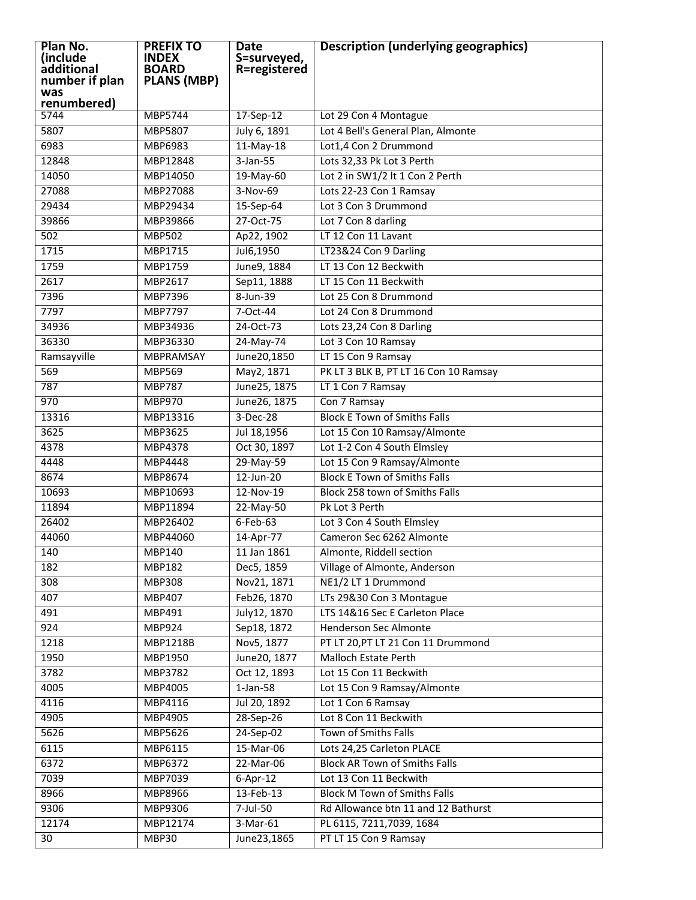| Plan No. (include additional number if plan was renumbered) | PREFIX TO INDEX BOARD PLANS (MBP) | Date S=surveyed, R=registered | Description (underlying geographics) |
|---|---|---|---|
| 5744 | MBP5744 | 17-Sep-12 | Lot 29 Con 4 Montague |
| 5807 | MBP5807 | July 6, 1891 | Lot 4 Bell's General Plan, Almonte |
| 6983 | MBP6983 | 11-May-18 | Lot1,4 Con 2 Drummond |
| 12848 | MBP12848 | 3-Jan-55 | Lots 32,33 Pk Lot 3 Perth |
| 14050 | MBP14050 | 19-May-60 | Lot 2 in SW1/2 lt 1 Con 2 Perth |
| 27088 | MBP27088 | 3-Nov-69 | Lots 22-23 Con 1 Ramsay |
| 29434 | MBP29434 | 15-Sep-64 | Lot 3 Con 3 Drummond |
| 39866 | MBP39866 | 27-Oct-75 | Lot 7 Con 8 darling |
| 502 | MBP502 | Ap22, 1902 | LT 12 Con 11 Lavant |
| 1715 | MBP1715 | Jul6,1950 | LT23&24 Con 9 Darling |
| 1759 | MBP1759 | June9, 1884 | LT 13 Con 12 Beckwith |
| 2617 | MBP2617 | Sep11, 1888 | LT 15 Con 11 Beckwith |
| 7396 | MBP7396 | 8-Jun-39 | Lot 25 Con 8 Drummond |
| 7797 | MBP7797 | 7-Oct-44 | Lot 24 Con 8 Drummond |
| 34936 | MBP34936 | 24-Oct-73 | Lots 23,24 Con 8 Darling |
| 36330 | MBP36330 | 24-May-74 | Lot 3 Con 10 Ramsay |
| Ramsayville | MBPRAMSAY | June20,1850 | LT 15 Con 9 Ramsay |
| 569 | MBP569 | May2, 1871 | PK LT 3 BLK B, PT LT 16 Con 10 Ramsay |
| 787 | MBP787 | June25, 1875 | LT 1 Con 7 Ramsay |
| 970 | MBP970 | June26, 1875 | Con 7 Ramsay |
| 13316 | MBP13316 | 3-Dec-28 | Block E Town of Smiths Falls |
| 3625 | MBP3625 | Jul 18,1956 | Lot 15 Con 10 Ramsay/Almonte |
| 4378 | MBP4378 | Oct 30, 1897 | Lot 1-2 Con 4 South Elmsley |
| 4448 | MBP4448 | 29-May-59 | Lot 15 Con 9 Ramsay/Almonte |
| 8674 | MBP8674 | 12-Jun-20 | Block E Town of Smiths Falls |
| 10693 | MBP10693 | 12-Nov-19 | Block 258 town of Smiths Falls |
| 11894 | MBP11894 | 22-May-50 | Pk Lot 3 Perth |
| 26402 | MBP26402 | 6-Feb-63 | Lot 3 Con 4 South Elmsley |
| 44060 | MBP44060 | 14-Apr-77 | Cameron Sec 6262 Almonte |
| 140 | MBP140 | 11 Jan 1861 | Almonte, Riddell section |
| 182 | MBP182 | Dec5, 1859 | Village of Almonte, Anderson |
| 308 | MBP308 | Nov21, 1871 | NE1/2 LT 1 Drummond |
| 407 | MBP407 | Feb26, 1870 | LTs 29&30 Con 3 Montague |
| 491 | MBP491 | July12, 1870 | LTS 14&16 Sec E Carleton Place |
| 924 | MBP924 | Sep18, 1872 | Henderson Sec Almonte |
| 1218 | MBP1218B | Nov5, 1877 | PT LT 20,PT LT 21 Con 11 Drummond |
| 1950 | MBP1950 | June20, 1877 | Malloch Estate Perth |
| 3782 | MBP3782 | Oct 12, 1893 | Lot 15 Con 11 Beckwith |
| 4005 | MBP4005 | 1-Jan-58 | Lot 15 Con 9 Ramsay/Almonte |
| 4116 | MBP4116 | Jul 20, 1892 | Lot 1 Con 6 Ramsay |
| 4905 | MBP4905 | 28-Sep-26 | Lot 8 Con 11 Beckwith |
| 5626 | MBP5626 | 24-Sep-02 | Town of Smiths Falls |
| 6115 | MBP6115 | 15-Mar-06 | Lots 24,25 Carleton PLACE |
| 6372 | MBP6372 | 22-Mar-06 | Block AR Town of Smiths Falls |
| 7039 | MBP7039 | 6-Apr-12 | Lot 13 Con 11 Beckwith |
| 8966 | MBP8966 | 13-Feb-13 | Block M Town of Smiths Falls |
| 9306 | MBP9306 | 7-Jul-50 | Rd Allowance btn 11 and 12 Bathurst |
| 12174 | MBP12174 | 3-Mar-61 | PL 6115, 7211,7039, 1684 |
| 30 | MBP30 | June23,1865 | PT LT 15 Con 9 Ramsay |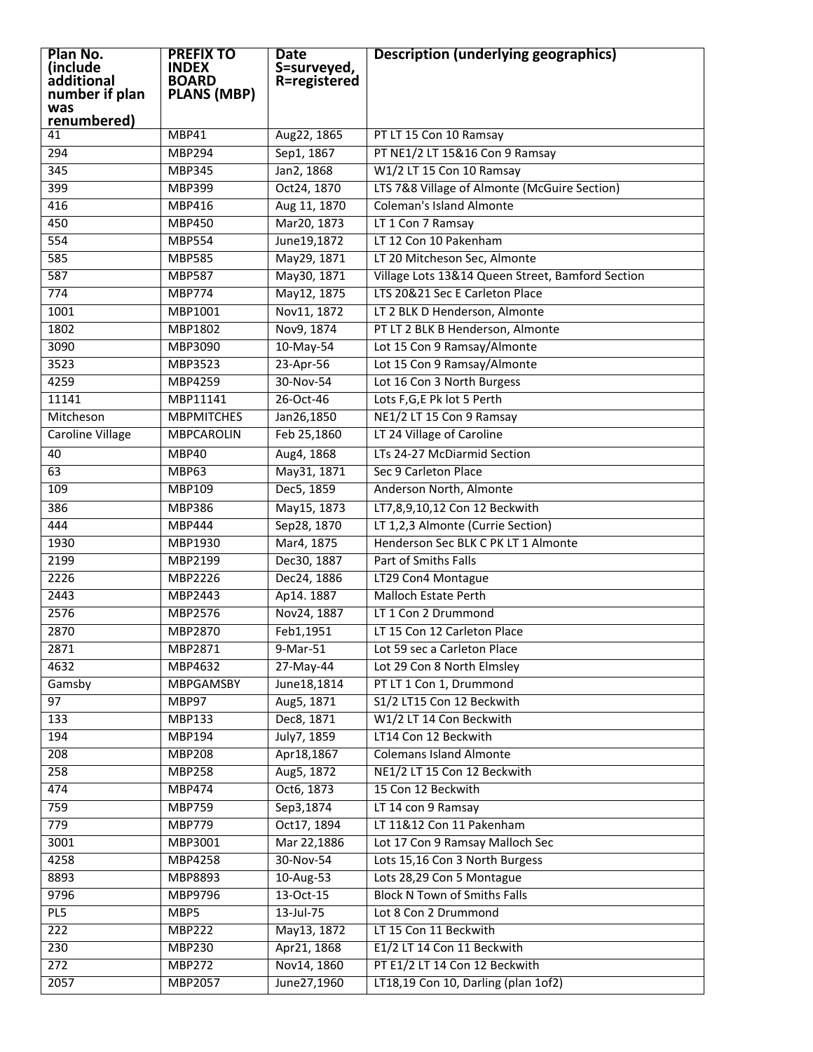| Plan No. (include additional number if plan was renumbered) | PREFIX TO INDEX BOARD PLANS (MBP) | Date S=surveyed, R=registered | Description (underlying geographics) |
|---|---|---|---|
| 41 | MBP41 | Aug22, 1865 | PT LT 15 Con 10 Ramsay |
| 294 | MBP294 | Sep1, 1867 | PT NE1/2 LT 15&16 Con 9 Ramsay |
| 345 | MBP345 | Jan2, 1868 | W1/2 LT 15 Con 10 Ramsay |
| 399 | MBP399 | Oct24, 1870 | LTS 7&8 Village of Almonte (McGuire Section) |
| 416 | MBP416 | Aug 11, 1870 | Coleman's Island Almonte |
| 450 | MBP450 | Mar20, 1873 | LT 1 Con 7 Ramsay |
| 554 | MBP554 | June19,1872 | LT 12 Con 10 Pakenham |
| 585 | MBP585 | May29, 1871 | LT 20 Mitcheson Sec, Almonte |
| 587 | MBP587 | May30, 1871 | Village Lots 13&14 Queen Street, Bamford Section |
| 774 | MBP774 | May12, 1875 | LTS 20&21 Sec E Carleton Place |
| 1001 | MBP1001 | Nov11, 1872 | LT 2 BLK D Henderson, Almonte |
| 1802 | MBP1802 | Nov9, 1874 | PT LT 2 BLK B Henderson, Almonte |
| 3090 | MBP3090 | 10-May-54 | Lot 15 Con 9 Ramsay/Almonte |
| 3523 | MBP3523 | 23-Apr-56 | Lot 15 Con 9 Ramsay/Almonte |
| 4259 | MBP4259 | 30-Nov-54 | Lot 16 Con 3 North Burgess |
| 11141 | MBP11141 | 26-Oct-46 | Lots F,G,E Pk lot 5 Perth |
| Mitcheson | MBPMITCHES | Jan26,1850 | NE1/2 LT 15 Con 9 Ramsay |
| Caroline Village | MBPCAROLIN | Feb 25,1860 | LT 24 Village of Caroline |
| 40 | MBP40 | Aug4, 1868 | LTs 24-27 McDiarmid Section |
| 63 | MBP63 | May31, 1871 | Sec 9 Carleton Place |
| 109 | MBP109 | Dec5, 1859 | Anderson North, Almonte |
| 386 | MBP386 | May15, 1873 | LT7,8,9,10,12 Con 12 Beckwith |
| 444 | MBP444 | Sep28, 1870 | LT 1,2,3 Almonte (Currie Section) |
| 1930 | MBP1930 | Mar4, 1875 | Henderson Sec BLK C PK LT 1 Almonte |
| 2199 | MBP2199 | Dec30, 1887 | Part of Smiths Falls |
| 2226 | MBP2226 | Dec24, 1886 | LT29 Con4 Montague |
| 2443 | MBP2443 | Ap14. 1887 | Malloch Estate Perth |
| 2576 | MBP2576 | Nov24, 1887 | LT 1 Con 2 Drummond |
| 2870 | MBP2870 | Feb1,1951 | LT 15 Con 12 Carleton Place |
| 2871 | MBP2871 | 9-Mar-51 | Lot 59 sec a Carleton Place |
| 4632 | MBP4632 | 27-May-44 | Lot 29 Con 8 North Elmsley |
| Gamsby | MBPGAMSBY | June18,1814 | PT LT 1 Con 1, Drummond |
| 97 | MBP97 | Aug5, 1871 | S1/2 LT15 Con 12 Beckwith |
| 133 | MBP133 | Dec8, 1871 | W1/2 LT 14 Con Beckwith |
| 194 | MBP194 | July7, 1859 | LT14 Con 12 Beckwith |
| 208 | MBP208 | Apr18,1867 | Colemans Island Almonte |
| 258 | MBP258 | Aug5, 1872 | NE1/2 LT 15 Con 12 Beckwith |
| 474 | MBP474 | Oct6, 1873 | 15 Con 12 Beckwith |
| 759 | MBP759 | Sep3,1874 | LT 14 con 9 Ramsay |
| 779 | MBP779 | Oct17, 1894 | LT 11&12 Con 11 Pakenham |
| 3001 | MBP3001 | Mar 22,1886 | Lot 17 Con 9 Ramsay Malloch Sec |
| 4258 | MBP4258 | 30-Nov-54 | Lots 15,16 Con 3 North Burgess |
| 8893 | MBP8893 | 10-Aug-53 | Lots 28,29 Con 5 Montague |
| 9796 | MBP9796 | 13-Oct-15 | Block N Town of Smiths Falls |
| PL5 | MBP5 | 13-Jul-75 | Lot 8 Con 2 Drummond |
| 222 | MBP222 | May13, 1872 | LT 15 Con 11 Beckwith |
| 230 | MBP230 | Apr21, 1868 | E1/2 LT 14 Con 11 Beckwith |
| 272 | MBP272 | Nov14, 1860 | PT E1/2 LT 14 Con 12 Beckwith |
| 2057 | MBP2057 | June27,1960 | LT18,19 Con 10, Darling (plan 1of2) |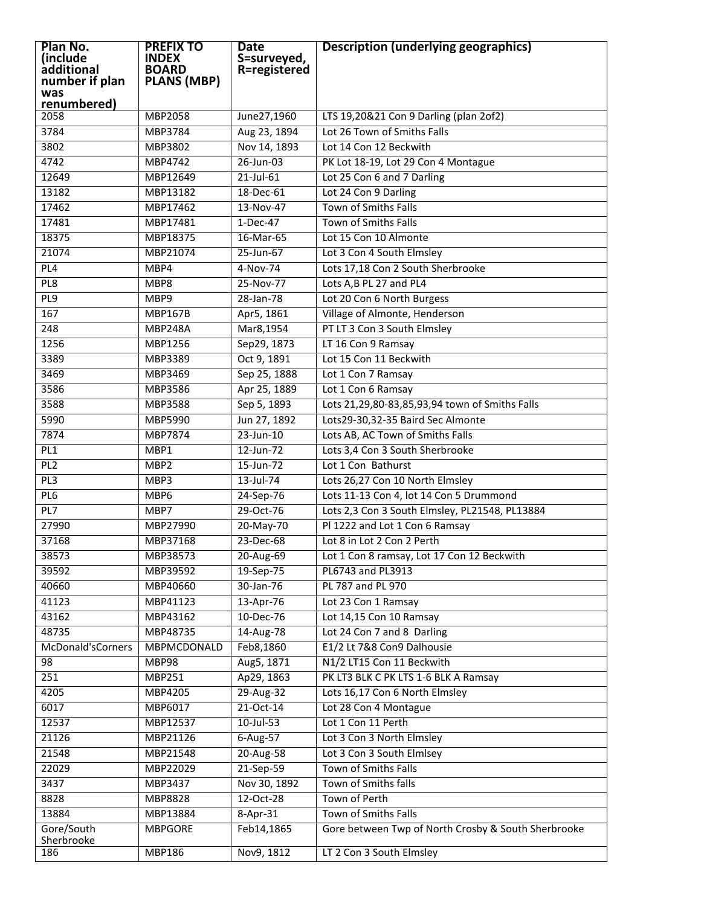| Plan No. (include additional number if plan was renumbered) | PREFIX TO INDEX BOARD PLANS (MBP) | Date S=surveyed, R=registered | Description (underlying geographics) |
|---|---|---|---|
| 2058 | MBP2058 | June27,1960 | LTS 19,20&21 Con 9 Darling (plan 2of2) |
| 3784 | MBP3784 | Aug 23, 1894 | Lot 26 Town of Smiths Falls |
| 3802 | MBP3802 | Nov 14, 1893 | Lot 14 Con 12 Beckwith |
| 4742 | MBP4742 | 26-Jun-03 | PK Lot 18-19, Lot 29 Con 4 Montague |
| 12649 | MBP12649 | 21-Jul-61 | Lot 25 Con 6 and 7 Darling |
| 13182 | MBP13182 | 18-Dec-61 | Lot 24 Con 9 Darling |
| 17462 | MBP17462 | 13-Nov-47 | Town of Smiths Falls |
| 17481 | MBP17481 | 1-Dec-47 | Town of Smiths Falls |
| 18375 | MBP18375 | 16-Mar-65 | Lot 15 Con 10 Almonte |
| 21074 | MBP21074 | 25-Jun-67 | Lot 3 Con 4 South Elmsley |
| PL4 | MBP4 | 4-Nov-74 | Lots 17,18 Con 2 South Sherbrooke |
| PL8 | MBP8 | 25-Nov-77 | Lots A,B PL 27 and PL4 |
| PL9 | MBP9 | 28-Jan-78 | Lot 20 Con 6 North Burgess |
| 167 | MBP167B | Apr5, 1861 | Village of Almonte, Henderson |
| 248 | MBP248A | Mar8,1954 | PT LT 3 Con 3 South Elmsley |
| 1256 | MBP1256 | Sep29, 1873 | LT 16 Con 9 Ramsay |
| 3389 | MBP3389 | Oct 9, 1891 | Lot 15 Con 11 Beckwith |
| 3469 | MBP3469 | Sep 25, 1888 | Lot 1 Con 7 Ramsay |
| 3586 | MBP3586 | Apr 25, 1889 | Lot 1 Con 6 Ramsay |
| 3588 | MBP3588 | Sep 5, 1893 | Lots 21,29,80-83,85,93,94 town of Smiths Falls |
| 5990 | MBP5990 | Jun 27, 1892 | Lots29-30,32-35 Baird Sec Almonte |
| 7874 | MBP7874 | 23-Jun-10 | Lots AB, AC Town of Smiths Falls |
| PL1 | MBP1 | 12-Jun-72 | Lots 3,4 Con 3 South Sherbrooke |
| PL2 | MBP2 | 15-Jun-72 | Lot 1 Con  Bathurst |
| PL3 | MBP3 | 13-Jul-74 | Lots 26,27 Con 10 North Elmsley |
| PL6 | MBP6 | 24-Sep-76 | Lots 11-13 Con 4, lot 14 Con 5 Drummond |
| PL7 | MBP7 | 29-Oct-76 | Lots 2,3 Con 3 South Elmsley, PL21548, PL13884 |
| 27990 | MBP27990 | 20-May-70 | Pl 1222 and Lot 1 Con 6 Ramsay |
| 37168 | MBP37168 | 23-Dec-68 | Lot 8 in Lot 2 Con 2 Perth |
| 38573 | MBP38573 | 20-Aug-69 | Lot 1 Con 8 ramsay, Lot 17 Con 12 Beckwith |
| 39592 | MBP39592 | 19-Sep-75 | PL6743 and PL3913 |
| 40660 | MBP40660 | 30-Jan-76 | PL 787 and PL 970 |
| 41123 | MBP41123 | 13-Apr-76 | Lot 23 Con 1 Ramsay |
| 43162 | MBP43162 | 10-Dec-76 | Lot 14,15 Con 10 Ramsay |
| 48735 | MBP48735 | 14-Aug-78 | Lot 24 Con 7 and 8  Darling |
| McDonald'sCorners | MBPMCDONALD | Feb8,1860 | E1/2 Lt 7&8 Con9 Dalhousie |
| 98 | MBP98 | Aug5, 1871 | N1/2 LT15 Con 11 Beckwith |
| 251 | MBP251 | Ap29, 1863 | PK LT3 BLK C PK LTS 1-6 BLK A Ramsay |
| 4205 | MBP4205 | 29-Aug-32 | Lots 16,17 Con 6 North Elmsley |
| 6017 | MBP6017 | 21-Oct-14 | Lot 28 Con 4 Montague |
| 12537 | MBP12537 | 10-Jul-53 | Lot 1 Con 11 Perth |
| 21126 | MBP21126 | 6-Aug-57 | Lot 3 Con 3 North Elmsley |
| 21548 | MBP21548 | 20-Aug-58 | Lot 3 Con 3 South Elmlsey |
| 22029 | MBP22029 | 21-Sep-59 | Town of Smiths Falls |
| 3437 | MBP3437 | Nov 30, 1892 | Town of Smiths falls |
| 8828 | MBP8828 | 12-Oct-28 | Town of Perth |
| 13884 | MBP13884 | 8-Apr-31 | Town of Smiths Falls |
| Gore/South Sherbrooke | MBPGORE | Feb14,1865 | Gore between Twp of North Crosby & South Sherbrooke |
| 186 | MBP186 | Nov9, 1812 | LT 2 Con 3 South Elmsley |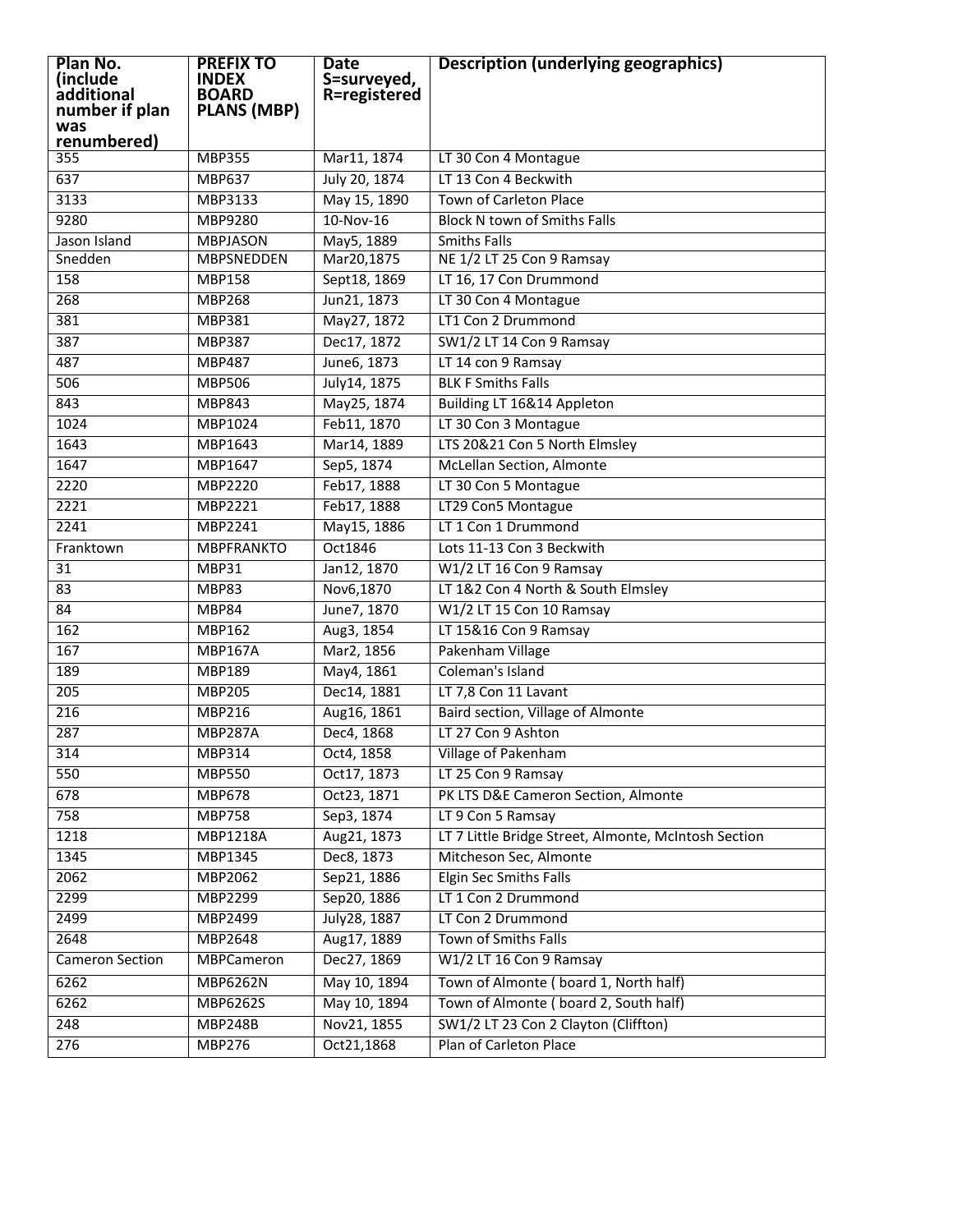| Plan No. (include additional number if plan was renumbered) | PREFIX TO INDEX BOARD PLANS (MBP) | Date S=surveyed, R=registered | Description (underlying geographics) |
|---|---|---|---|
| 355 | MBP355 | Mar11, 1874 | LT 30 Con 4 Montague |
| 637 | MBP637 | July 20, 1874 | LT 13 Con 4 Beckwith |
| 3133 | MBP3133 | May 15, 1890 | Town of Carleton Place |
| 9280 | MBP9280 | 10-Nov-16 | Block N town of Smiths Falls |
| Jason Island | MBPJASON | May5, 1889 | Smiths Falls |
| Snedden | MBPSNEDDEN | Mar20,1875 | NE 1/2 LT 25 Con 9 Ramsay |
| 158 | MBP158 | Sept18, 1869 | LT 16, 17 Con Drummond |
| 268 | MBP268 | Jun21, 1873 | LT 30 Con 4 Montague |
| 381 | MBP381 | May27, 1872 | LT1 Con 2 Drummond |
| 387 | MBP387 | Dec17, 1872 | SW1/2 LT 14 Con 9 Ramsay |
| 487 | MBP487 | June6, 1873 | LT 14 con 9 Ramsay |
| 506 | MBP506 | July14, 1875 | BLK F Smiths Falls |
| 843 | MBP843 | May25, 1874 | Building LT 16&14 Appleton |
| 1024 | MBP1024 | Feb11, 1870 | LT 30 Con 3 Montague |
| 1643 | MBP1643 | Mar14, 1889 | LTS 20&21 Con 5 North Elmsley |
| 1647 | MBP1647 | Sep5, 1874 | McLellan Section, Almonte |
| 2220 | MBP2220 | Feb17, 1888 | LT 30 Con 5 Montague |
| 2221 | MBP2221 | Feb17, 1888 | LT29 Con5 Montague |
| 2241 | MBP2241 | May15, 1886 | LT 1 Con 1 Drummond |
| Franktown | MBPFRANKTO | Oct1846 | Lots 11-13 Con 3 Beckwith |
| 31 | MBP31 | Jan12, 1870 | W1/2 LT 16 Con 9 Ramsay |
| 83 | MBP83 | Nov6,1870 | LT 1&2 Con 4 North & South Elmsley |
| 84 | MBP84 | June7, 1870 | W1/2 LT 15 Con 10 Ramsay |
| 162 | MBP162 | Aug3, 1854 | LT 15&16 Con 9 Ramsay |
| 167 | MBP167A | Mar2, 1856 | Pakenham Village |
| 189 | MBP189 | May4, 1861 | Coleman's Island |
| 205 | MBP205 | Dec14, 1881 | LT 7,8 Con 11 Lavant |
| 216 | MBP216 | Aug16, 1861 | Baird section, Village of Almonte |
| 287 | MBP287A | Dec4, 1868 | LT 27 Con 9 Ashton |
| 314 | MBP314 | Oct4, 1858 | Village of Pakenham |
| 550 | MBP550 | Oct17, 1873 | LT 25 Con 9 Ramsay |
| 678 | MBP678 | Oct23, 1871 | PK LTS D&E Cameron Section, Almonte |
| 758 | MBP758 | Sep3, 1874 | LT 9 Con 5 Ramsay |
| 1218 | MBP1218A | Aug21, 1873 | LT 7 Little Bridge Street, Almonte, McIntosh Section |
| 1345 | MBP1345 | Dec8, 1873 | Mitcheson Sec, Almonte |
| 2062 | MBP2062 | Sep21, 1886 | Elgin Sec Smiths Falls |
| 2299 | MBP2299 | Sep20, 1886 | LT 1 Con 2 Drummond |
| 2499 | MBP2499 | July28, 1887 | LT Con 2 Drummond |
| 2648 | MBP2648 | Aug17, 1889 | Town of Smiths Falls |
| Cameron Section | MBPCameron | Dec27, 1869 | W1/2 LT 16 Con 9 Ramsay |
| 6262 | MBP6262N | May 10, 1894 | Town of Almonte ( board 1, North half) |
| 6262 | MBP6262S | May 10, 1894 | Town of Almonte ( board 2, South half) |
| 248 | MBP248B | Nov21, 1855 | SW1/2 LT 23 Con 2 Clayton (Cliffton) |
| 276 | MBP276 | Oct21,1868 | Plan of Carleton Place |